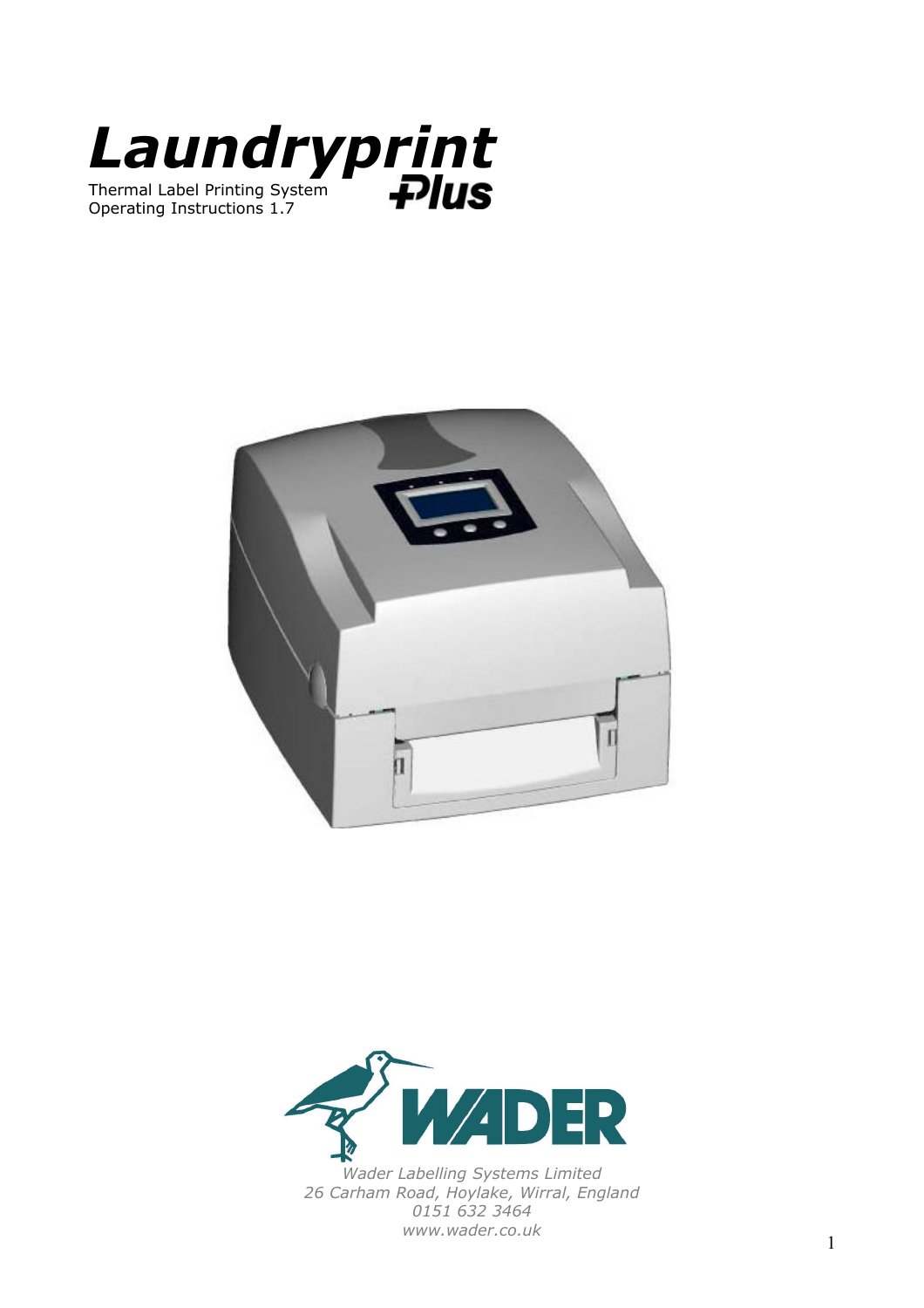# Laundryprint Plus

Thermal Label Printing System
Operating Instructions 1.7

*Wader Labelling Systems Limited*
*26 Carham Road, Hoylake, Wirral, England*
*0151 632 3464*
*www.wader.co.uk*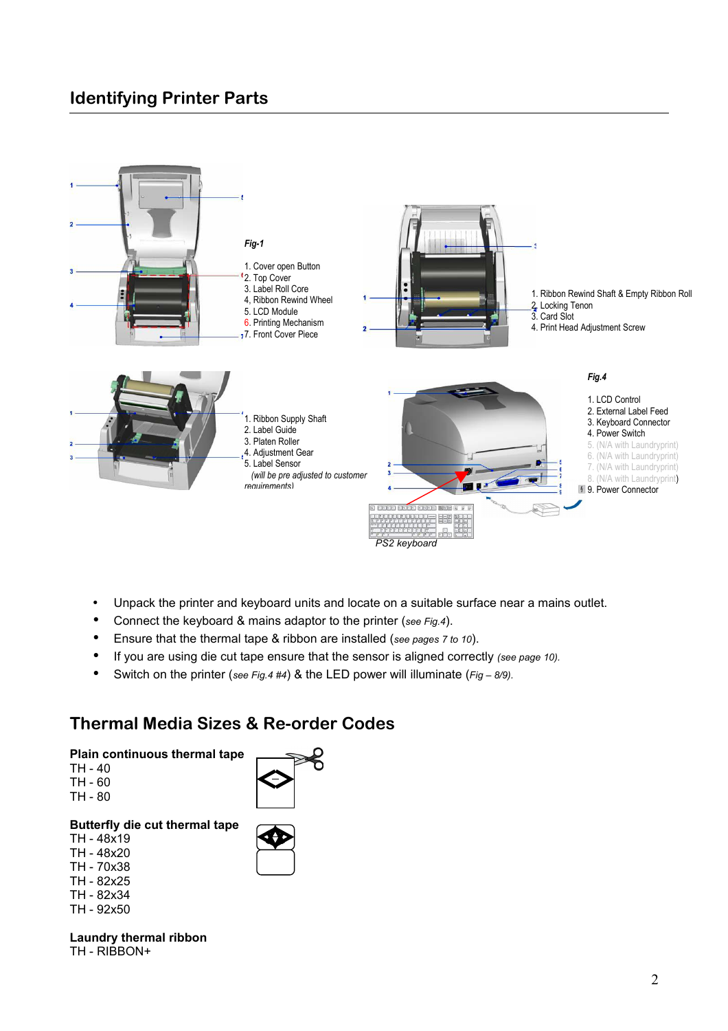## Identifying Printer Parts

*Fig-1*

1. Cover open Button
2. Top Cover
3. Label Roll Core
4. Ribbon Rewind Wheel
5. LCD Module
6. Printing Mechanism
7. Front Cover Piece

1. Ribbon Rewind Shaft & Empty Ribbon Roll
2. Locking Tenon
3. Card Slot
4. Print Head Adjustment Screw

1. Ribbon Supply Shaft
2. Label Guide
3. Platen Roller
4. Adjustment Gear
5. Label Sensor

   *(will be pre adjusted to customer requirements)*

*Fig.4*

1. LCD Control
2. External Label Feed
3. Keyboard Connector
4. Power Switch
5. (N/A with Laundryprint)
6. (N/A with Laundryprint)
7. (N/A with Laundryprint)
8. (N/A with Laundryprint)
9. Power Connector

*PS2 keyboard*

- Unpack the printer and keyboard units and locate on a suitable surface near a mains outlet.
- Connect the keyboard & mains adaptor to the printer (*see Fig.4*).
- Ensure that the thermal tape & ribbon are installed (*see pages 7 to 10*).
- If you are using die cut tape ensure that the sensor is aligned correctly *(see page 10).*
- Switch on the printer (*see Fig.4 #4*) & the LED power will illuminate (*Fig – 8/9).*

## Thermal Media Sizes & Re-order Codes

**Plain continuous thermal tape**
TH - 40
TH - 60
TH - 80

**Butterfly die cut thermal tape**
TH - 48x19
TH - 48x20
TH - 70x38
TH - 82x25
TH - 82x34
TH - 92x50

**Laundry thermal ribbon**
TH - RIBBON+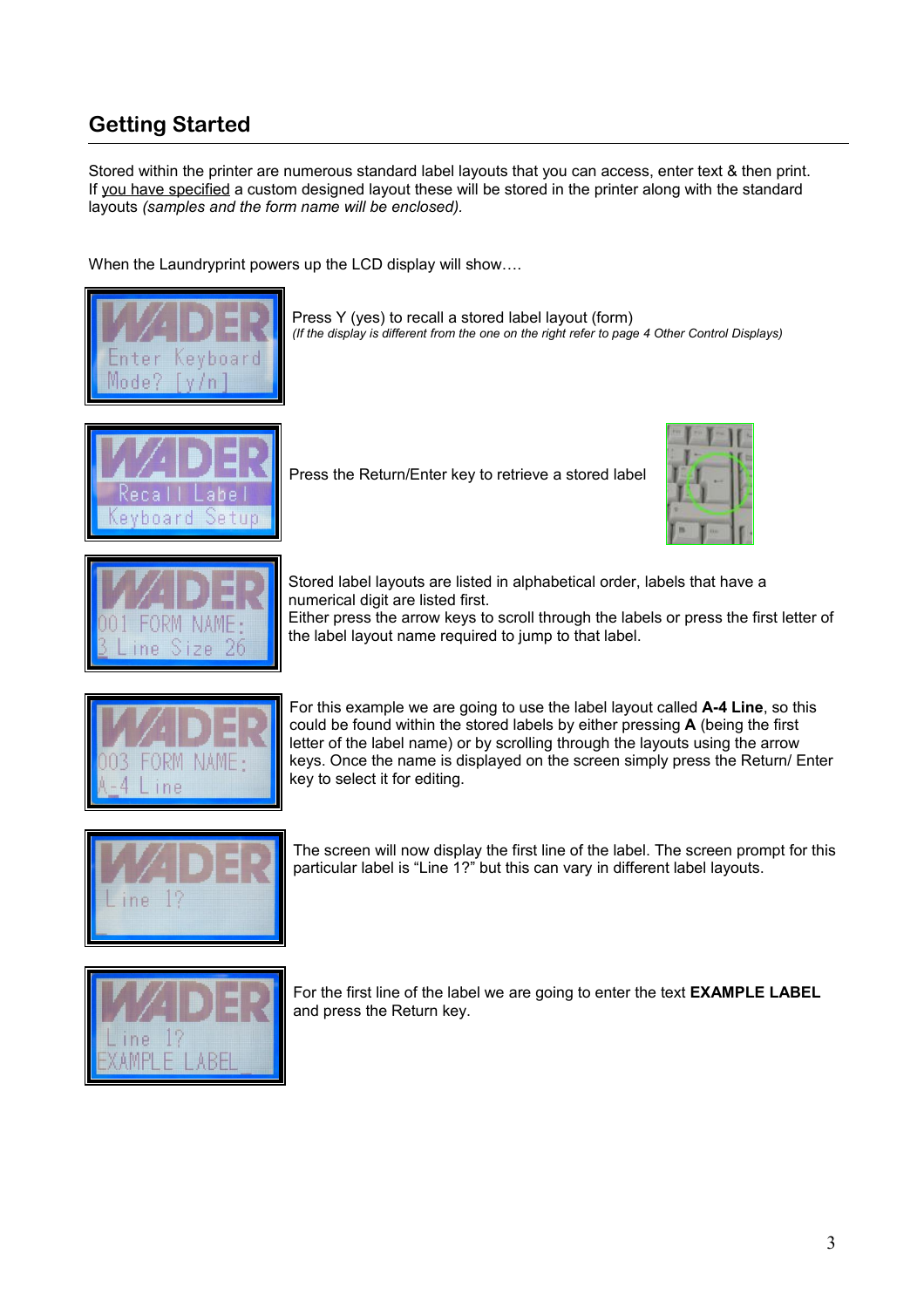## Getting Started

Stored within the printer are numerous standard label layouts that you can access, enter text & then print. If you have specified a custom designed layout these will be stored in the printer along with the standard layouts *(samples and the form name will be enclosed).*

When the Laundryprint powers up the LCD display will show….

Press Y (yes) to recall a stored label layout (form)
*(If the display is different from the one on the right refer to page 4 Other Control Displays)*

Press the Return/Enter key to retrieve a stored label

Stored label layouts are listed in alphabetical order, labels that have a numerical digit are listed first.
Either press the arrow keys to scroll through the labels or press the first letter of the label layout name required to jump to that label.

For this example we are going to use the label layout called **A-4 Line**, so this could be found within the stored labels by either pressing **A** (being the first letter of the label name) or by scrolling through the layouts using the arrow keys. Once the name is displayed on the screen simply press the Return/ Enter key to select it for editing.

The screen will now display the first line of the label. The screen prompt for this particular label is "Line 1?" but this can vary in different label layouts.

For the first line of the label we are going to enter the text **EXAMPLE LABEL** and press the Return key.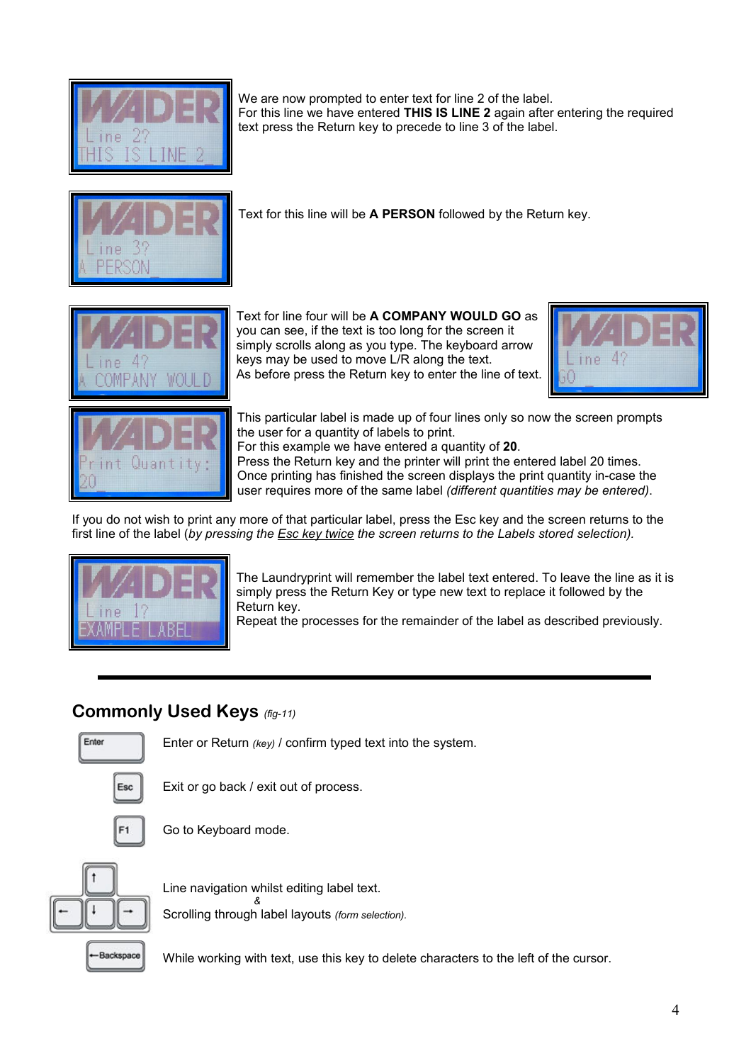We are now prompted to enter text for line 2 of the label.
For this line we have entered **THIS IS LINE 2** again after entering the required text press the Return key to precede to line 3 of the label.

Text for this line will be **A PERSON** followed by the Return key.

Text for line four will be **A COMPANY WOULD GO** as you can see, if the text is too long for the screen it simply scrolls along as you type. The keyboard arrow keys may be used to move L/R along the text.
As before press the Return key to enter the line of text.

This particular label is made up of four lines only so now the screen prompts the user for a quantity of labels to print.
For this example we have entered a quantity of **20**.
Press the Return key and the printer will print the entered label 20 times.
Once printing has finished the screen displays the print quantity in-case the user requires more of the same label *(different quantities may be entered)*.

If you do not wish to print any more of that particular label, press the Esc key and the screen returns to the first line of the label (*by pressing the Esc key twice the screen returns to the Labels stored selection).*

The Laundryprint will remember the label text entered. To leave the line as it is simply press the Return Key or type new text to replace it followed by the Return key.
Repeat the processes for the remainder of the label as described previously.

---

## Commonly Used Keys *(fig-11)*

Enter: Enter or Return *(key)* / confirm typed text into the system.

Esc: Exit or go back / exit out of process.

F1: Go to Keyboard mode.

Arrow keys: Line navigation whilst editing label text.
&
Scrolling through label layouts *(form selection).*

Backspace: While working with text, use this key to delete characters to the left of the cursor.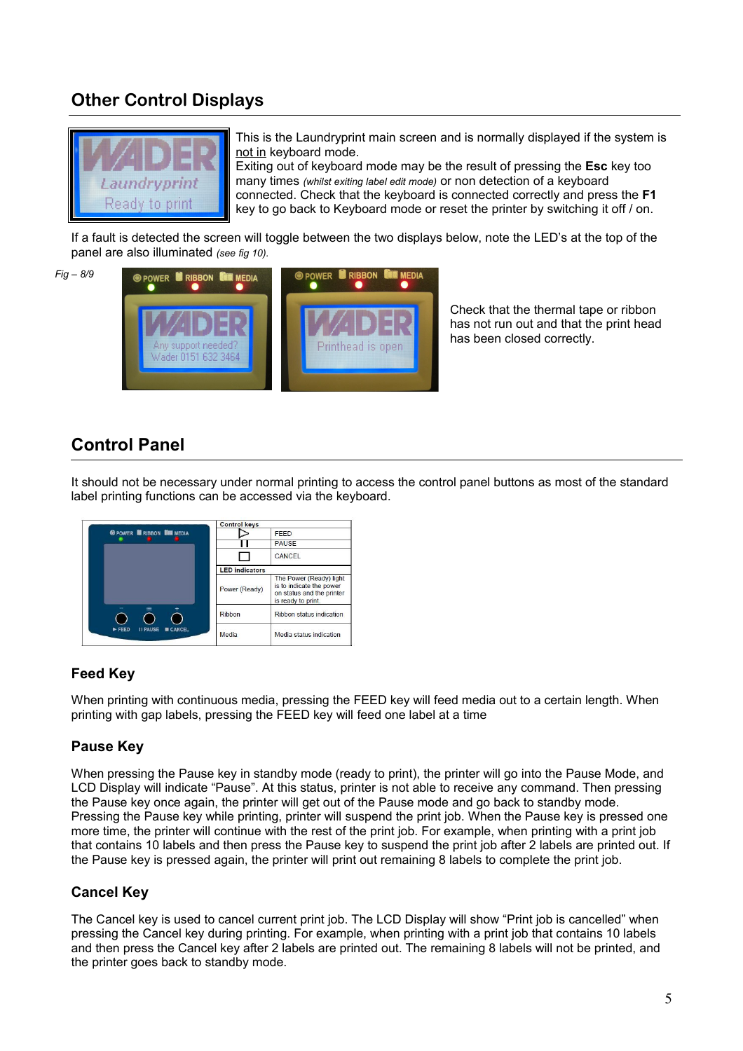## Other Control Displays

This is the Laundryprint main screen and is normally displayed if the system is not in keyboard mode.
Exiting out of keyboard mode may be the result of pressing the **Esc** key too many times *(whilst exiting label edit mode)* or non detection of a keyboard connected. Check that the keyboard is connected correctly and press the **F1** key to go back to Keyboard mode or reset the printer by switching it off / on.

If a fault is detected the screen will toggle between the two displays below, note the LED's at the top of the panel are also illuminated *(see fig 10).*

*Fig – 8/9*

Check that the thermal tape or ribbon has not run out and that the print head has been closed correctly.

## Control Panel

It should not be necessary under normal printing to access the control panel buttons as most of the standard label printing functions can be accessed via the keyboard.

| Control keys | |
|---|---|
| ▷ | FEED |
| ❙❙ | PAUSE |
| □ | CANCEL |
| **LED indicators** | |
| Power (Ready) | The Power (Ready) light is to indicate the power on status and the printer is ready to print. |
| Ribbon | Ribbon status indication |
| Media | Media status indication |

### Feed Key

When printing with continuous media, pressing the FEED key will feed media out to a certain length. When printing with gap labels, pressing the FEED key will feed one label at a time

### Pause Key

When pressing the Pause key in standby mode (ready to print), the printer will go into the Pause Mode, and LCD Display will indicate "Pause". At this status, printer is not able to receive any command. Then pressing the Pause key once again, the printer will get out of the Pause mode and go back to standby mode.
Pressing the Pause key while printing, printer will suspend the print job. When the Pause key is pressed one more time, the printer will continue with the rest of the print job. For example, when printing with a print job that contains 10 labels and then press the Pause key to suspend the print job after 2 labels are printed out. If the Pause key is pressed again, the printer will print out remaining 8 labels to complete the print job.

### Cancel Key

The Cancel key is used to cancel current print job. The LCD Display will show "Print job is cancelled" when pressing the Cancel key during printing. For example, when printing with a print job that contains 10 labels and then press the Cancel key after 2 labels are printed out. The remaining 8 labels will not be printed, and the printer goes back to standby mode.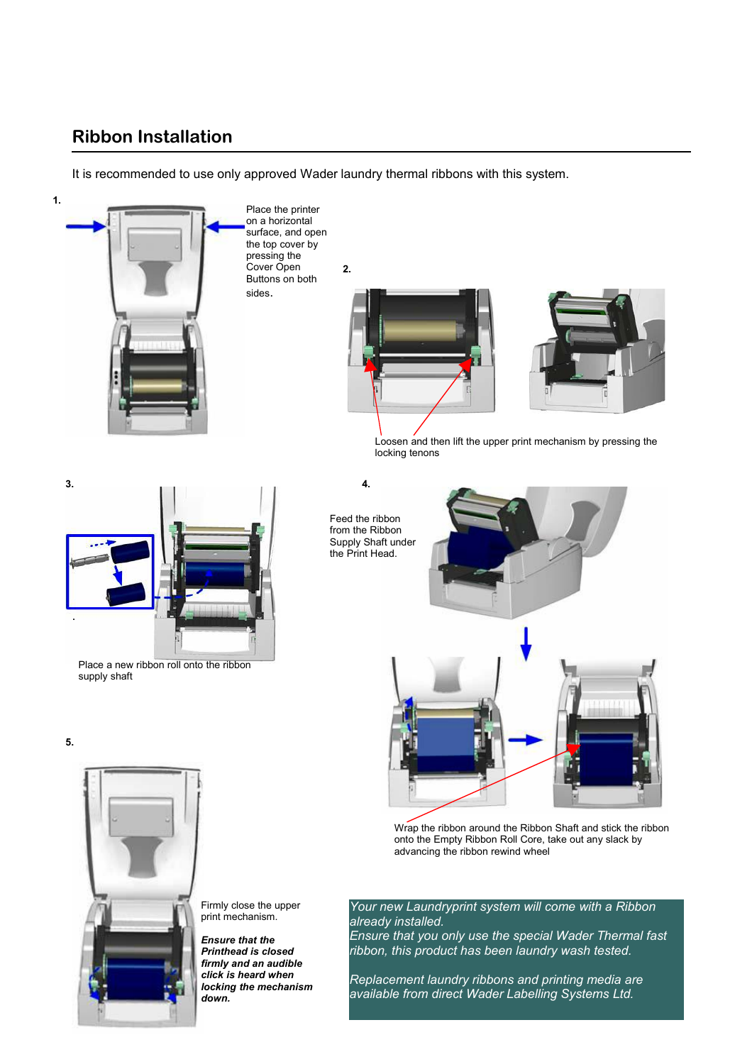## Ribbon Installation

It is recommended to use only approved Wader laundry thermal ribbons with this system.

1.

Place the printer on a horizontal surface, and open the top cover by pressing the Cover Open Buttons on both sides.

2.

Loosen and then lift the upper print mechanism by pressing the locking tenons

3.

Place a new ribbon roll onto the ribbon supply shaft

4.

Feed the ribbon from the Ribbon Supply Shaft under the Print Head.

Wrap the ribbon around the Ribbon Shaft and stick the ribbon onto the Empty Ribbon Roll Core, take out any slack by advancing the ribbon rewind wheel

5.

Firmly close the upper print mechanism.

***Ensure that the Printhead is closed firmly and an audible click is heard when locking the mechanism down.***

*Your new Laundryprint system will come with a Ribbon already installed.*
*Ensure that you only use the special Wader Thermal fast ribbon, this product has been laundry wash tested.*

*Replacement laundry ribbons and printing media are available from direct Wader Labelling Systems Ltd.*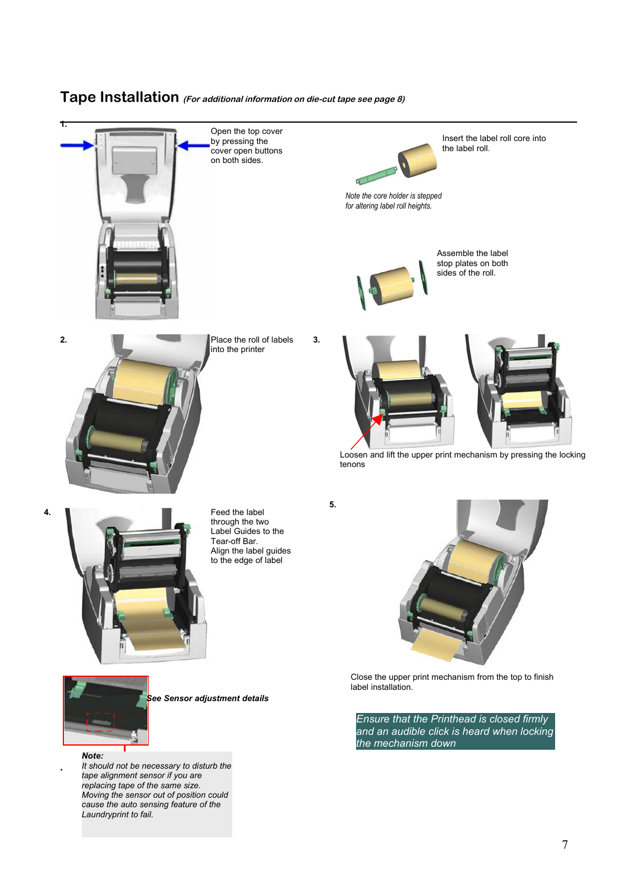# Tape Installation *(For additional information on die-cut tape see page 8)*

**1.**

Open the top cover by pressing the cover open buttons on both sides.

Insert the label roll core into the label roll.

*Note the core holder is stepped for altering label roll heights.*

Assemble the label stop plates on both sides of the roll.

**2.**

Place the roll of labels into the printer

**3.**

Loosen and lift the upper print mechanism by pressing the locking tenons

**4.**

Feed the label through the two Label Guides to the Tear-off Bar.
Align the label guides to the edge of label

***See Sensor adjustment details***

***Note:***
*It should not be necessary to disturb the tape alignment sensor if you are replacing tape of the same size.*
*Moving the sensor out of position could cause the auto sensing feature of the Laundryprint to fail.*

**5.**

Close the upper print mechanism from the top to finish label installation.

*Ensure that the Printhead is closed firmly and an audible click is heard when locking the mechanism down*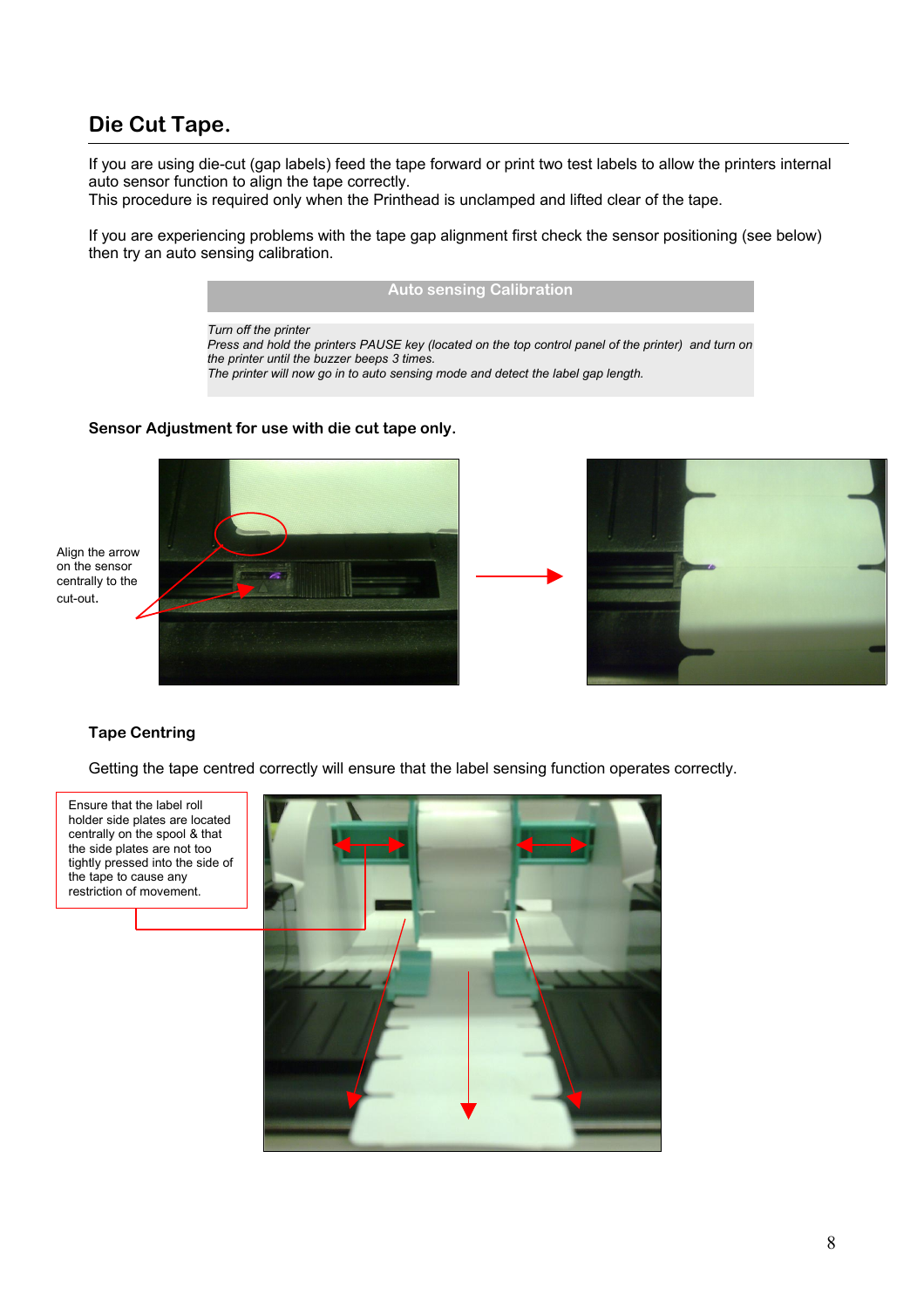## Die Cut Tape.

If you are using die-cut (gap labels) feed the tape forward or print two test labels to allow the printers internal auto sensor function to align the tape correctly.
This procedure is required only when the Printhead is unclamped and lifted clear of the tape.

If you are experiencing problems with the tape gap alignment first check the sensor positioning (see below) then try an auto sensing calibration.

| Auto sensing Calibration |
| --- |
| *Turn off the printer*<br>*Press and hold the printers PAUSE key (located on the top control panel of the printer) and turn on the printer until the buzzer beeps 3 times.*<br>*The printer will now go in to auto sensing mode and detect the label gap length.* |

**Sensor Adjustment for use with die cut tape only.**

Align the arrow on the sensor centrally to the cut-out.

**Tape Centring**

Getting the tape centred correctly will ensure that the label sensing function operates correctly.

Ensure that the label roll holder side plates are located centrally on the spool & that the side plates are not too tightly pressed into the side of the tape to cause any restriction of movement.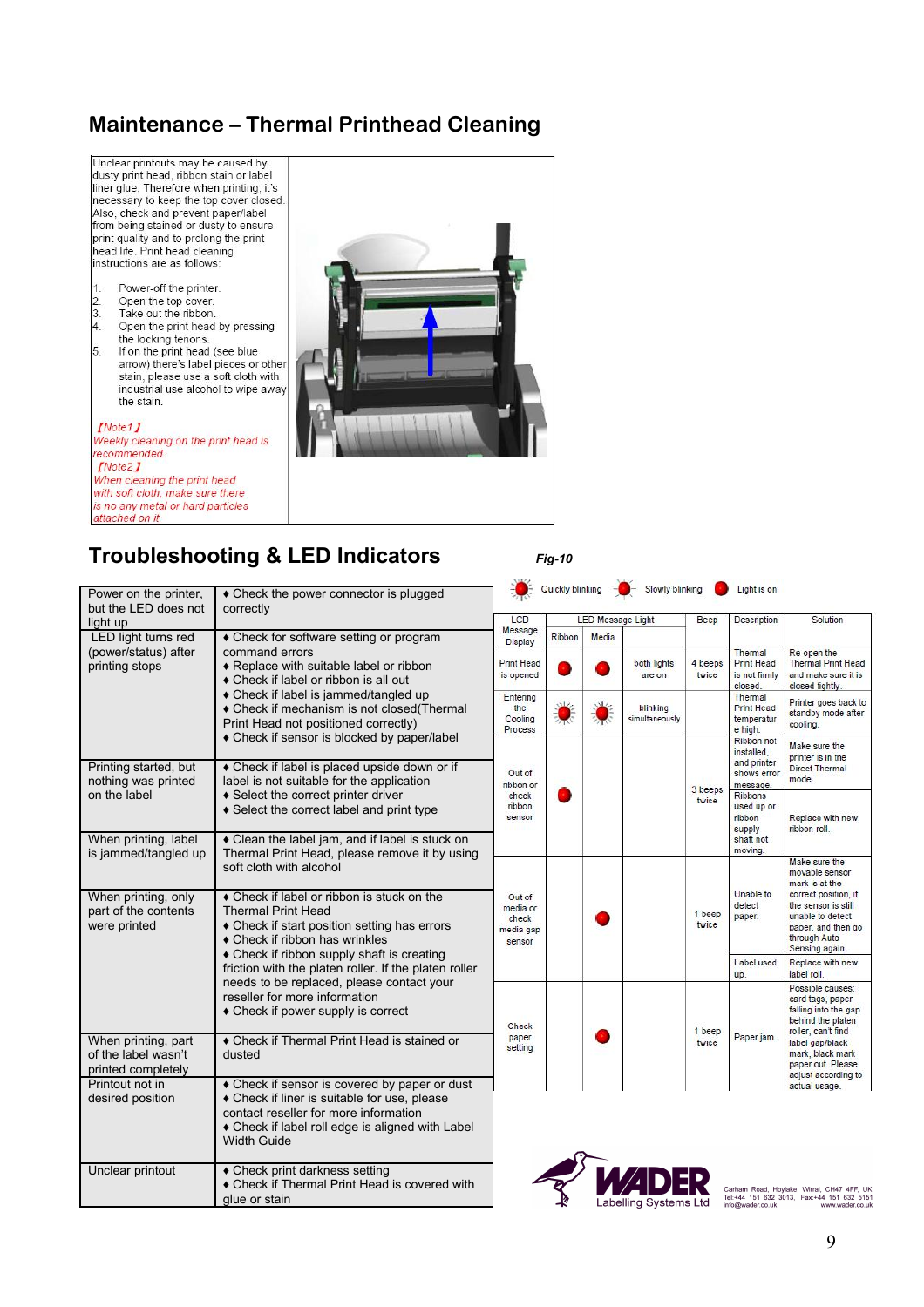## Maintenance – Thermal Printhead Cleaning

Unclear printouts may be caused by dusty print head, ribbon stain or label liner glue. Therefore when printing, it's necessary to keep the top cover closed. Also, check and prevent paper/label from being stained or dusty to ensure print quality and to prolong the print head life. Print head cleaning instructions are as follows:

1. Power-off the printer.
2. Open the top cover.
3. Take out the ribbon.
4. Open the print head by pressing the locking tenons.
5. If on the print head (see blue arrow) there's label pieces or other stain, please use a soft cloth with industrial use alcohol to wipe away the stain.

*【Note1】*
*Weekly cleaning on the print head is recommended.*
*【Note2】*
*When cleaning the print head with soft cloth, make sure there is no any metal or hard particles attached on it.*

## Troubleshooting & LED Indicators

| | |
|---|---|
| Power on the printer, but the LED does not light up | ♦ Check the power connector is plugged correctly |
| LED light turns red (power/status) after printing stops | ♦ Check for software setting or program command errors<br>♦ Replace with suitable label or ribbon<br>♦ Check if label or ribbon is all out<br>♦ Check if label is jammed/tangled up<br>♦ Check if mechanism is not closed(Thermal Print Head not positioned correctly)<br>♦ Check if sensor is blocked by paper/label |
| Printing started, but nothing was printed on the label | ♦ Check if label is placed upside down or if label is not suitable for the application<br>♦ Select the correct printer driver<br>♦ Select the correct label and print type |
| When printing, label is jammed/tangled up | ♦ Clean the label jam, and if label is stuck on Thermal Print Head, please remove it by using soft cloth with alcohol |
| When printing, only part of the contents were printed | ♦ Check if label or ribbon is stuck on the Thermal Print Head<br>♦ Check if start position setting has errors<br>♦ Check if ribbon has wrinkles<br>♦ Check if ribbon supply shaft is creating friction with the platen roller. If the platen roller needs to be replaced, please contact your reseller for more information<br>♦ Check if power supply is correct |
| When printing, part of the label wasn't printed completely | ♦ Check if Thermal Print Head is stained or dusted |
| Printout not in desired position | ♦ Check if sensor is covered by paper or dust<br>♦ Check if liner is suitable for use, please contact reseller for more information<br>♦ Check if label roll edge is aligned with Label Width Guide |
| Unclear printout | ♦ Check print darkness setting<br>♦ Check if Thermal Print Head is covered with glue or stain |

*Fig-10*

Quickly blinking &nbsp; Slowly blinking &nbsp; Light is on

| LCD Message Display | LED Message Light | | | Beep | Description | Solution |
|---|---|---|---|---|---|---|
| | Ribbon | Media | | | | |
| Print Head is opened | Light is on | Light is on | both lights are on | 4 beeps twice | Thermal Print Head is not firmly closed. | Re-open the Thermal Print Head and make sure it is closed tightly. |
| Entering the Cooling Process | Slowly blinking | Slowly blinking | blinking simultaneously | | Thermal Print Head temperature high. | Printer goes back to standby mode after cooling. |
| Out of ribbon or check ribbon sensor | Light is on | | | 3 beeps twice | Ribbon not installed, and printer shows error message. | Make sure the printer is in the Direct Thermal mode. |
| | | | | | Ribbons used up or ribbon supply shaft not moving. | Replace with new ribbon roll. |
| Out of media or check media gap sensor | | Light is on | | 1 beep twice | Unable to detect paper. | Make sure the movable sensor mark is at the correct position, if the sensor is still unable to detect paper, and then go through Auto Sensing again. |
| | | | | | Label used up. | Replace with new label roll. |
| Check paper setting | | Light is on | | 1 beep twice | Paper jam. | Possible causes: card tags, paper falling into the gap behind the platen roller, can't find label gap/black mark, black mark paper out. Please adjust according to actual usage. |

WADER Labelling Systems Ltd

Carham Road, Hoylake, Wirral, CH47 4FF, UK
Tel:+44 151 632 3013, Fax:+44 151 632 5151
info@wader.co.uk www.wader.co.uk